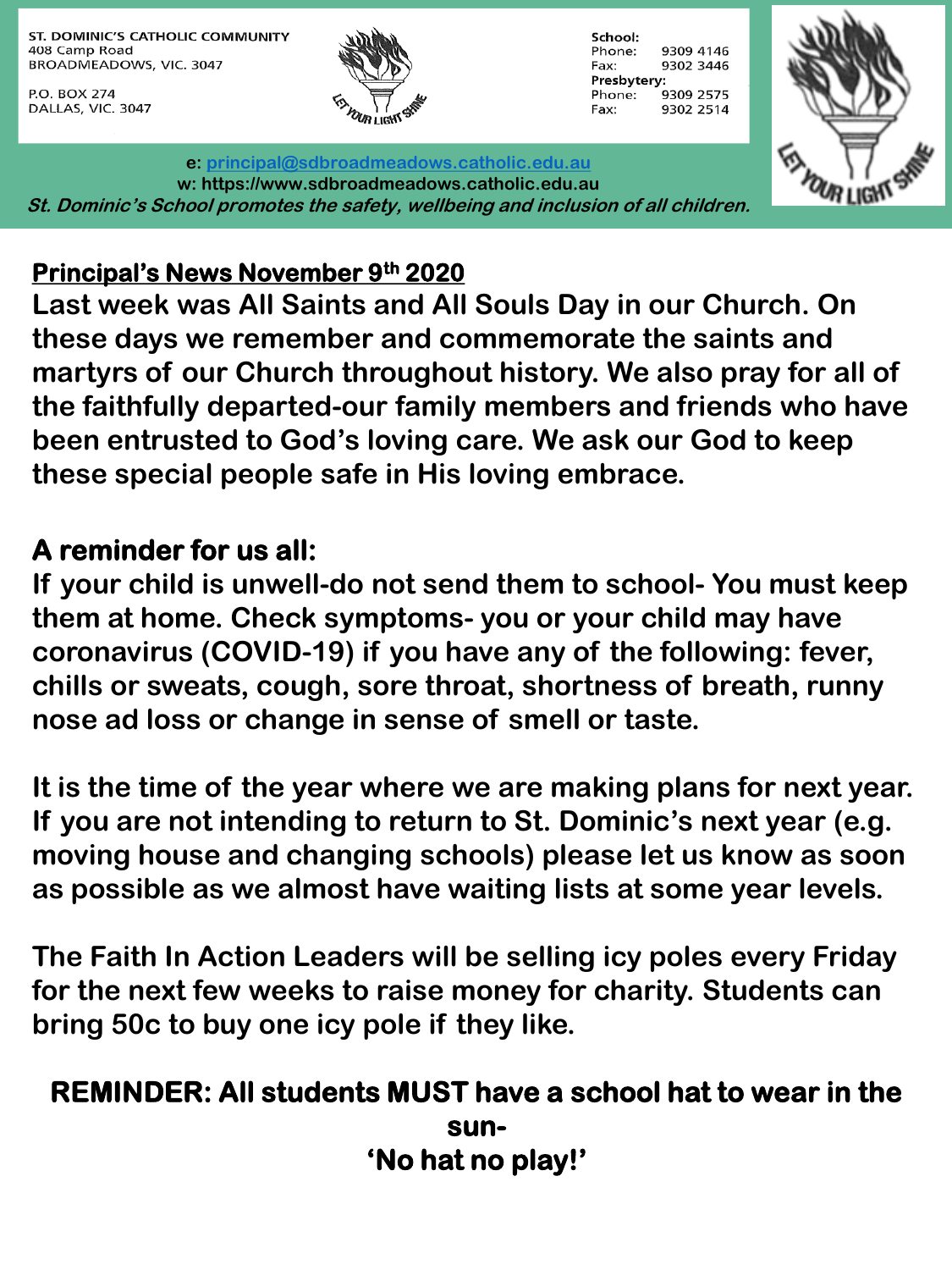ST. DOMINIC'S CATHOLIC COMMUNITY
408 Camp Road
BROADMEADOWS, VIC. 3047

P.O. BOX 274
DALLAS, VIC. 3047

LET YOUR LIGHT SHINE

**School:**
Phone: 9309 4146
Fax: 9302 3446
**Presbytery:**
Phone: 9309 2575
Fax: 9302 2514

**e: principal@sdbroadmeadows.catholic.edu.au**
**w: https://www.sdbroadmeadows.catholic.edu.au**
***St. Dominic's School promotes the safety, wellbeing and inclusion of all children.***

## Principal's News November 9th 2020

**Last week was All Saints and All Souls Day in our Church. On these days we remember and commemorate the saints and martyrs of our Church throughout history. We also pray for all of the faithfully departed-our family members and friends who have been entrusted to God's loving care. We ask our God to keep these special people safe in His loving embrace.**

**A reminder for us all:**
**If your child is unwell-do not send them to school- You must keep them at home. Check symptoms- you or your child may have coronavirus (COVID-19) if you have any of the following: fever, chills or sweats, cough, sore throat, shortness of breath, runny nose ad loss or change in sense of smell or taste.**

**It is the time of the year where we are making plans for next year. If you are not intending to return to St. Dominic's next year (e.g. moving house and changing schools) please let us know as soon as possible as we almost have waiting lists at some year levels.**

**The Faith In Action Leaders will be selling icy poles every Friday for the next few weeks to raise money for charity. Students can bring 50c to buy one icy pole if they like.**

**REMINDER: All students MUST have a school hat to wear in the sun- 'No hat no play!'**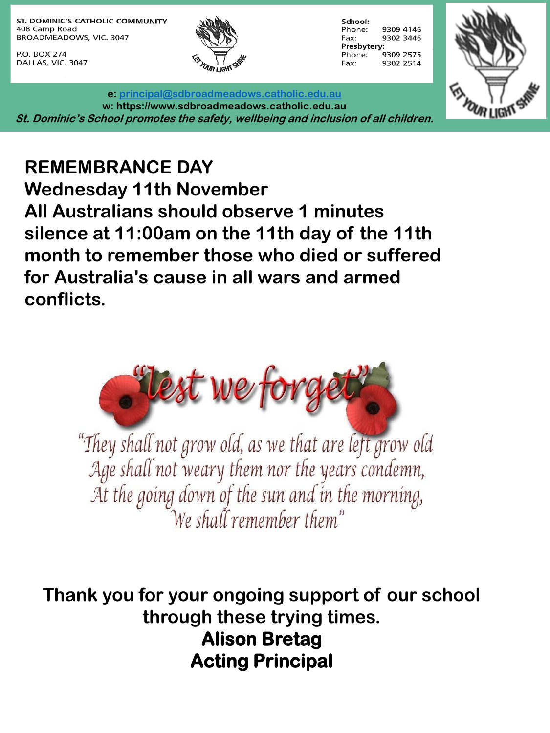ST. DOMINIC'S CATHOLIC COMMUNITY
408 Camp Road
BROADMEADOWS, VIC. 3047

P.O. BOX 274
DALLAS, VIC. 3047

LET YOUR LIGHT SHINE

**School:**
Phone: 9309 4146
Fax: 9302 3446
**Presbytery:**
Phone: 9309 2575
Fax: 9302 2514

**e: principal@sdbroadmeadows.catholic.edu.au**
**w: https://www.sdbroadmeadows.catholic.edu.au**
***St. Dominic's School promotes the safety, wellbeing and inclusion of all children.***

## REMEMBRANCE DAY

**Wednesday 11th November**

**All Australians should observe 1 minutes silence at 11:00am on the 11th day of the 11th month to remember those who died or suffered for Australia's cause in all wars and armed conflicts.**

*"lest we forget"*

*"They shall not grow old, as we that are left grow old*
*Age shall not weary them nor the years condemn,*
*At the going down of the sun and in the morning,*
*We shall remember them"*

**Thank you for your ongoing support of our school through these trying times.**

**Alison Bretag**
**Acting Principal**